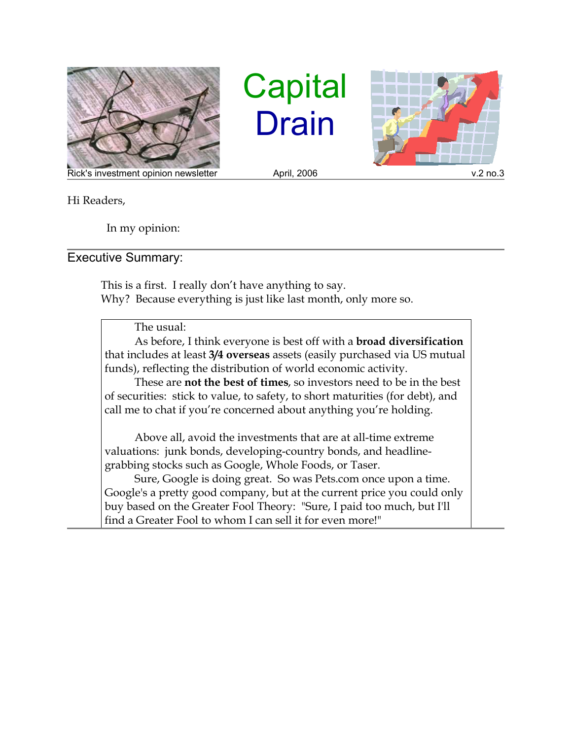# Capital Drain

Rick's investment opinion newsletter — April, 2006 — v.2 no.3

Hi Readers,

In my opinion:

## Executive Summary:

This is a first. I really don't have anything to say.
Why? Because everything is just like last month, only more so.

The usual:

As before, I think everyone is best off with a **broad diversification** that includes at least **3/4 overseas** assets (easily purchased via US mutual funds), reflecting the distribution of world economic activity.

These are **not the best of times**, so investors need to be in the best of securities: stick to value, to safety, to short maturities (for debt), and call me to chat if you're concerned about anything you're holding.

Above all, avoid the investments that are at all-time extreme valuations: junk bonds, developing-country bonds, and headline-grabbing stocks such as Google, Whole Foods, or Taser.

Sure, Google is doing great. So was Pets.com once upon a time. Google's a pretty good company, but at the current price you could only buy based on the Greater Fool Theory: "Sure, I paid too much, but I'll find a Greater Fool to whom I can sell it for even more!"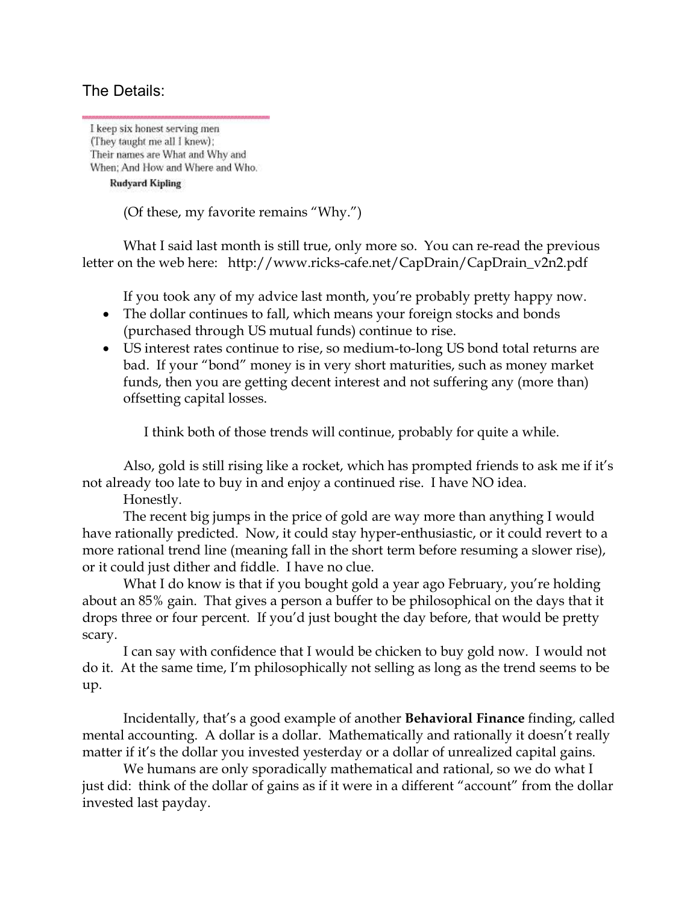## The Details:

I keep six honest serving men
(They taught me all I knew);
Their names are What and Why and
When; And How and Where and Who.

**Rudyard Kipling**

(Of these, my favorite remains "Why.")

What I said last month is still true, only more so. You can re-read the previous letter on the web here: http://www.ricks-cafe.net/CapDrain/CapDrain_v2n2.pdf

If you took any of my advice last month, you're probably pretty happy now.

- The dollar continues to fall, which means your foreign stocks and bonds (purchased through US mutual funds) continue to rise.
- US interest rates continue to rise, so medium-to-long US bond total returns are bad. If your "bond" money is in very short maturities, such as money market funds, then you are getting decent interest and not suffering any (more than) offsetting capital losses.

I think both of those trends will continue, probably for quite a while.

Also, gold is still rising like a rocket, which has prompted friends to ask me if it's not already too late to buy in and enjoy a continued rise. I have NO idea.

Honestly.

The recent big jumps in the price of gold are way more than anything I would have rationally predicted. Now, it could stay hyper-enthusiastic, or it could revert to a more rational trend line (meaning fall in the short term before resuming a slower rise), or it could just dither and fiddle. I have no clue.

What I do know is that if you bought gold a year ago February, you're holding about an 85% gain. That gives a person a buffer to be philosophical on the days that it drops three or four percent. If you'd just bought the day before, that would be pretty scary.

I can say with confidence that I would be chicken to buy gold now. I would not do it. At the same time, I'm philosophically not selling as long as the trend seems to be up.

Incidentally, that's a good example of another **Behavioral Finance** finding, called mental accounting. A dollar is a dollar. Mathematically and rationally it doesn't really matter if it's the dollar you invested yesterday or a dollar of unrealized capital gains.

We humans are only sporadically mathematical and rational, so we do what I just did: think of the dollar of gains as if it were in a different "account" from the dollar invested last payday.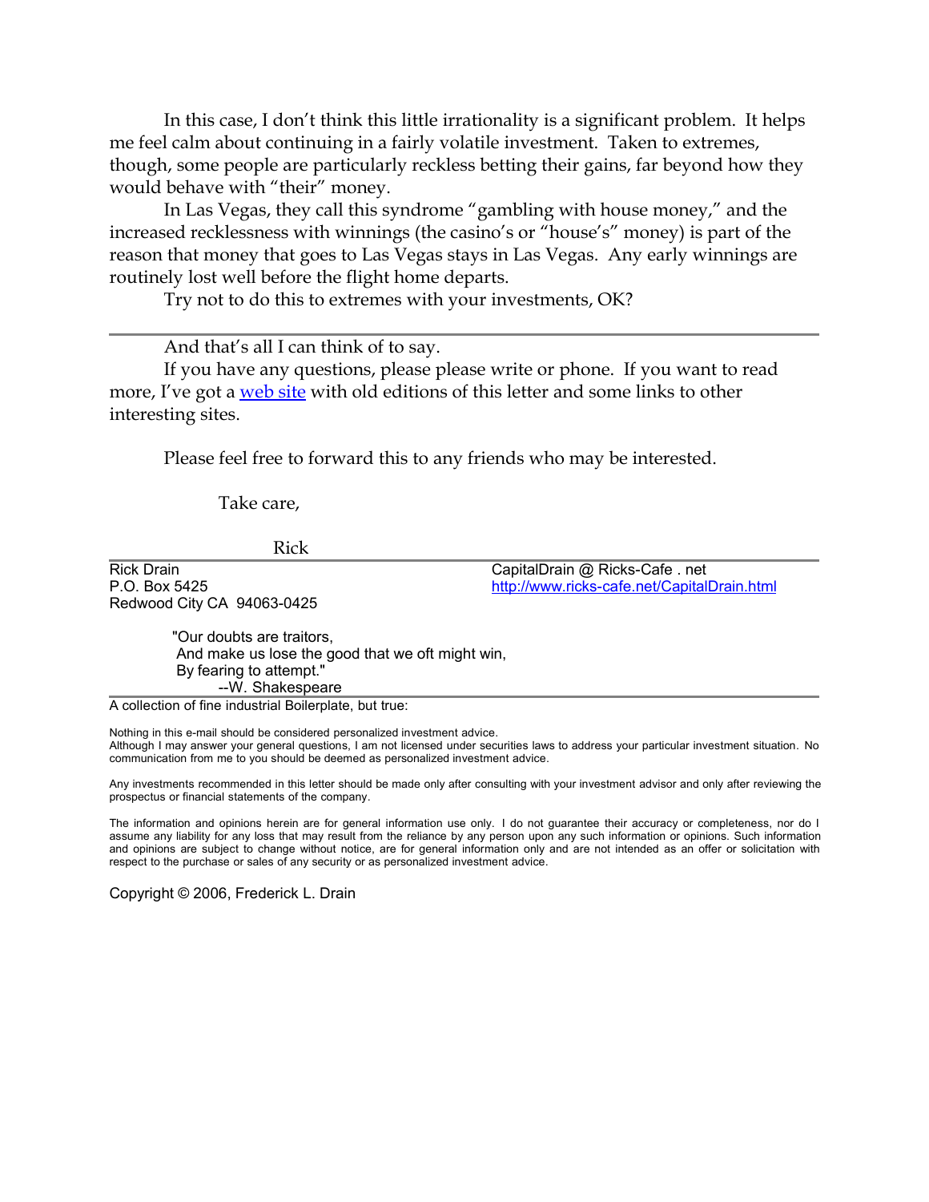In this case, I don't think this little irrationality is a significant problem. It helps me feel calm about continuing in a fairly volatile investment. Taken to extremes, though, some people are particularly reckless betting their gains, far beyond how they would behave with "their" money.

In Las Vegas, they call this syndrome "gambling with house money," and the increased recklessness with winnings (the casino's or "house's" money) is part of the reason that money that goes to Las Vegas stays in Las Vegas. Any early winnings are routinely lost well before the flight home departs.

Try not to do this to extremes with your investments, OK?

---

And that's all I can think of to say.

If you have any questions, please please write or phone. If you want to read more, I've got a web site with old editions of this letter and some links to other interesting sites.

Please feel free to forward this to any friends who may be interested.

Take care,

Rick

---

Rick Drain
P.O. Box 5425
Redwood City CA 94063-0425

CapitalDrain @ Ricks-Cafe . net
http://www.ricks-cafe.net/CapitalDrain.html

"Our doubts are traitors,
And make us lose the good that we oft might win,
By fearing to attempt."
--W. Shakespeare

---

A collection of fine industrial Boilerplate, but true:

Nothing in this e-mail should be considered personalized investment advice.
Although I may answer your general questions, I am not licensed under securities laws to address your particular investment situation. No communication from me to you should be deemed as personalized investment advice.

Any investments recommended in this letter should be made only after consulting with your investment advisor and only after reviewing the prospectus or financial statements of the company.

The information and opinions herein are for general information use only. I do not guarantee their accuracy or completeness, nor do I assume any liability for any loss that may result from the reliance by any person upon any such information or opinions. Such information and opinions are subject to change without notice, are for general information only and are not intended as an offer or solicitation with respect to the purchase or sales of any security or as personalized investment advice.

Copyright © 2006, Frederick L. Drain